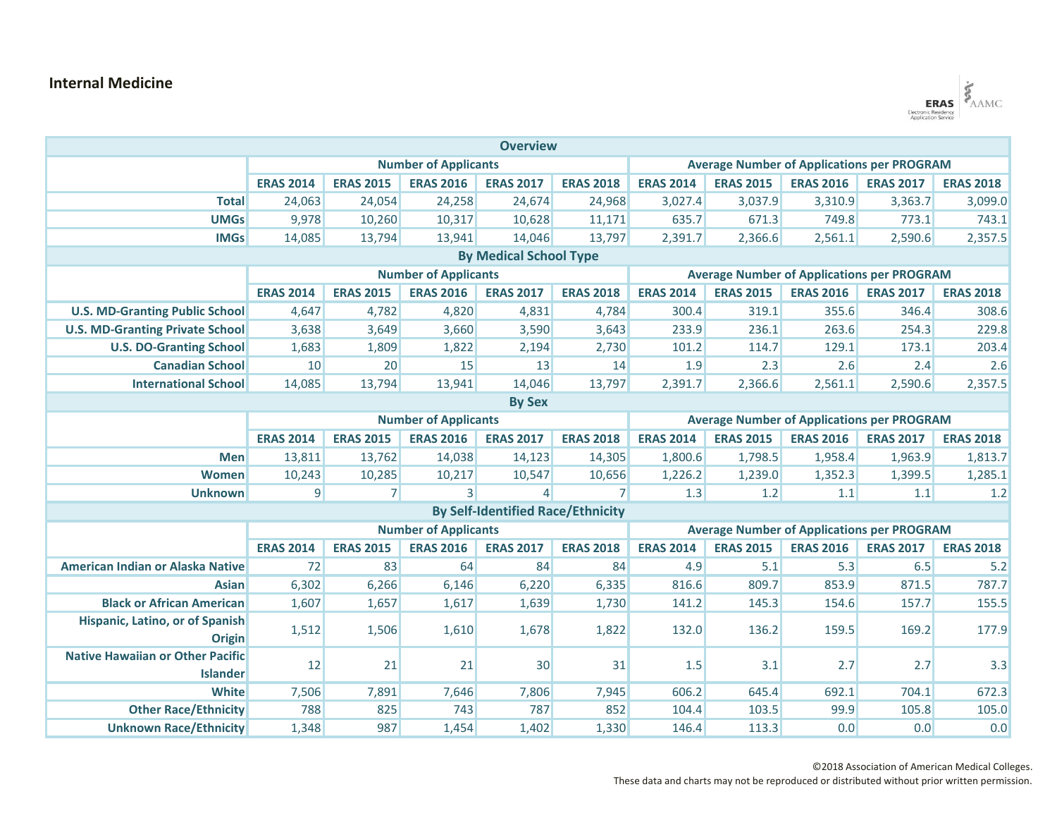# Internal Medicine

| Overview | | | | | | | | | | |
|---|---|---|---|---|---|---|---|---|---|---|
| | Number of Applicants | | | | | Average Number of Applications per PROGRAM | | | | |
| | ERAS 2014 | ERAS 2015 | ERAS 2016 | ERAS 2017 | ERAS 2018 | ERAS 2014 | ERAS 2015 | ERAS 2016 | ERAS 2017 | ERAS 2018 |
| **Total** | 24,063 | 24,054 | 24,258 | 24,674 | 24,968 | 3,027.4 | 3,037.9 | 3,310.9 | 3,363.7 | 3,099.0 |
| **UMGs** | 9,978 | 10,260 | 10,317 | 10,628 | 11,171 | 635.7 | 671.3 | 749.8 | 773.1 | 743.1 |
| **IMGs** | 14,085 | 13,794 | 13,941 | 14,046 | 13,797 | 2,391.7 | 2,366.6 | 2,561.1 | 2,590.6 | 2,357.5 |
| **By Medical School Type** | | | | | | | | | | |
| | Number of Applicants | | | | | Average Number of Applications per PROGRAM | | | | |
| | ERAS 2014 | ERAS 2015 | ERAS 2016 | ERAS 2017 | ERAS 2018 | ERAS 2014 | ERAS 2015 | ERAS 2016 | ERAS 2017 | ERAS 2018 |
| **U.S. MD-Granting Public School** | 4,647 | 4,782 | 4,820 | 4,831 | 4,784 | 300.4 | 319.1 | 355.6 | 346.4 | 308.6 |
| **U.S. MD-Granting Private School** | 3,638 | 3,649 | 3,660 | 3,590 | 3,643 | 233.9 | 236.1 | 263.6 | 254.3 | 229.8 |
| **U.S. DO-Granting School** | 1,683 | 1,809 | 1,822 | 2,194 | 2,730 | 101.2 | 114.7 | 129.1 | 173.1 | 203.4 |
| **Canadian School** | 10 | 20 | 15 | 13 | 14 | 1.9 | 2.3 | 2.6 | 2.4 | 2.6 |
| **International School** | 14,085 | 13,794 | 13,941 | 14,046 | 13,797 | 2,391.7 | 2,366.6 | 2,561.1 | 2,590.6 | 2,357.5 |
| **By Sex** | | | | | | | | | | |
| | Number of Applicants | | | | | Average Number of Applications per PROGRAM | | | | |
| | ERAS 2014 | ERAS 2015 | ERAS 2016 | ERAS 2017 | ERAS 2018 | ERAS 2014 | ERAS 2015 | ERAS 2016 | ERAS 2017 | ERAS 2018 |
| **Men** | 13,811 | 13,762 | 14,038 | 14,123 | 14,305 | 1,800.6 | 1,798.5 | 1,958.4 | 1,963.9 | 1,813.7 |
| **Women** | 10,243 | 10,285 | 10,217 | 10,547 | 10,656 | 1,226.2 | 1,239.0 | 1,352.3 | 1,399.5 | 1,285.1 |
| **Unknown** | 9 | 7 | 3 | 4 | 7 | 1.3 | 1.2 | 1.1 | 1.1 | 1.2 |
| **By Self-Identified Race/Ethnicity** | | | | | | | | | | |
| | Number of Applicants | | | | | Average Number of Applications per PROGRAM | | | | |
| | ERAS 2014 | ERAS 2015 | ERAS 2016 | ERAS 2017 | ERAS 2018 | ERAS 2014 | ERAS 2015 | ERAS 2016 | ERAS 2017 | ERAS 2018 |
| **American Indian or Alaska Native** | 72 | 83 | 64 | 84 | 84 | 4.9 | 5.1 | 5.3 | 6.5 | 5.2 |
| **Asian** | 6,302 | 6,266 | 6,146 | 6,220 | 6,335 | 816.6 | 809.7 | 853.9 | 871.5 | 787.7 |
| **Black or African American** | 1,607 | 1,657 | 1,617 | 1,639 | 1,730 | 141.2 | 145.3 | 154.6 | 157.7 | 155.5 |
| **Hispanic, Latino, or of Spanish Origin** | 1,512 | 1,506 | 1,610 | 1,678 | 1,822 | 132.0 | 136.2 | 159.5 | 169.2 | 177.9 |
| **Native Hawaiian or Other Pacific Islander** | 12 | 21 | 21 | 30 | 31 | 1.5 | 3.1 | 2.7 | 2.7 | 3.3 |
| **White** | 7,506 | 7,891 | 7,646 | 7,806 | 7,945 | 606.2 | 645.4 | 692.1 | 704.1 | 672.3 |
| **Other Race/Ethnicity** | 788 | 825 | 743 | 787 | 852 | 104.4 | 103.5 | 99.9 | 105.8 | 105.0 |
| **Unknown Race/Ethnicity** | 1,348 | 987 | 1,454 | 1,402 | 1,330 | 146.4 | 113.3 | 0.0 | 0.0 | 0.0 |

©2018 Association of American Medical Colleges.
These data and charts may not be reproduced or distributed without prior written permission.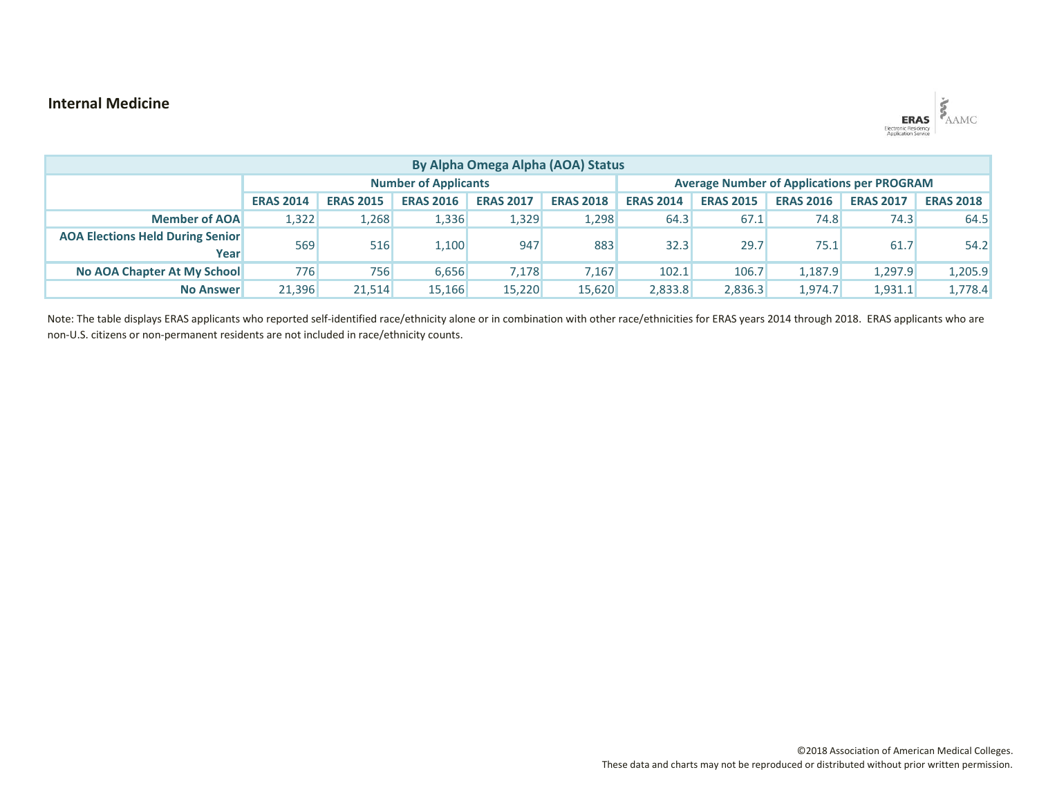## Internal Medicine

| By Alpha Omega Alpha (AOA) Status | | | | | | | | | | |
|---|---|---|---|---|---|---|---|---|---|---|
| | Number of Applicants | | | | | Average Number of Applications per PROGRAM | | | | |
| | ERAS 2014 | ERAS 2015 | ERAS 2016 | ERAS 2017 | ERAS 2018 | ERAS 2014 | ERAS 2015 | ERAS 2016 | ERAS 2017 | ERAS 2018 |
| **Member of AOA** | 1,322 | 1,268 | 1,336 | 1,329 | 1,298 | 64.3 | 67.1 | 74.8 | 74.3 | 64.5 |
| **AOA Elections Held During Senior Year** | 569 | 516 | 1,100 | 947 | 883 | 32.3 | 29.7 | 75.1 | 61.7 | 54.2 |
| **No AOA Chapter At My School** | 776 | 756 | 6,656 | 7,178 | 7,167 | 102.1 | 106.7 | 1,187.9 | 1,297.9 | 1,205.9 |
| **No Answer** | 21,396 | 21,514 | 15,166 | 15,220 | 15,620 | 2,833.8 | 2,836.3 | 1,974.7 | 1,931.1 | 1,778.4 |

Note: The table displays ERAS applicants who reported self-identified race/ethnicity alone or in combination with other race/ethnicities for ERAS years 2014 through 2018. ERAS applicants who are non-U.S. citizens or non-permanent residents are not included in race/ethnicity counts.

©2018 Association of American Medical Colleges.
These data and charts may not be reproduced or distributed without prior written permission.